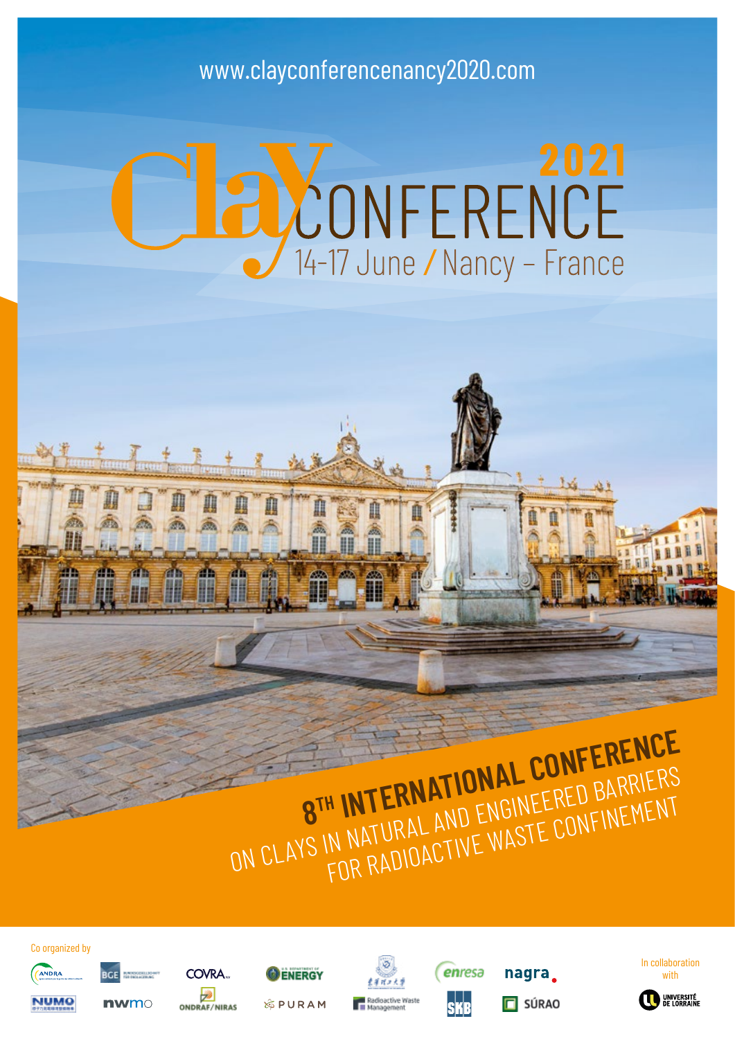www.clayconferencenancy2020.com

# Clay CONFERENCE 2021

14-17 June / Nancy – France

## 8TH INTERNATIONAL CONFERENCE

ON CLAYS IN NATURAL AND ENGINEERED BARRIERS FOR RADIOACTIVE WASTE CONFINEMENT

Co organized by

ANDRA, BGE, COVRA, U.S. Department of Energy, enresa, nagra, NUMO, nwmo, ONDRAF/NIRAS, PURAM, Radioactive Waste Management, SKB, SÚRAO

In collaboration with

Université de Lorraine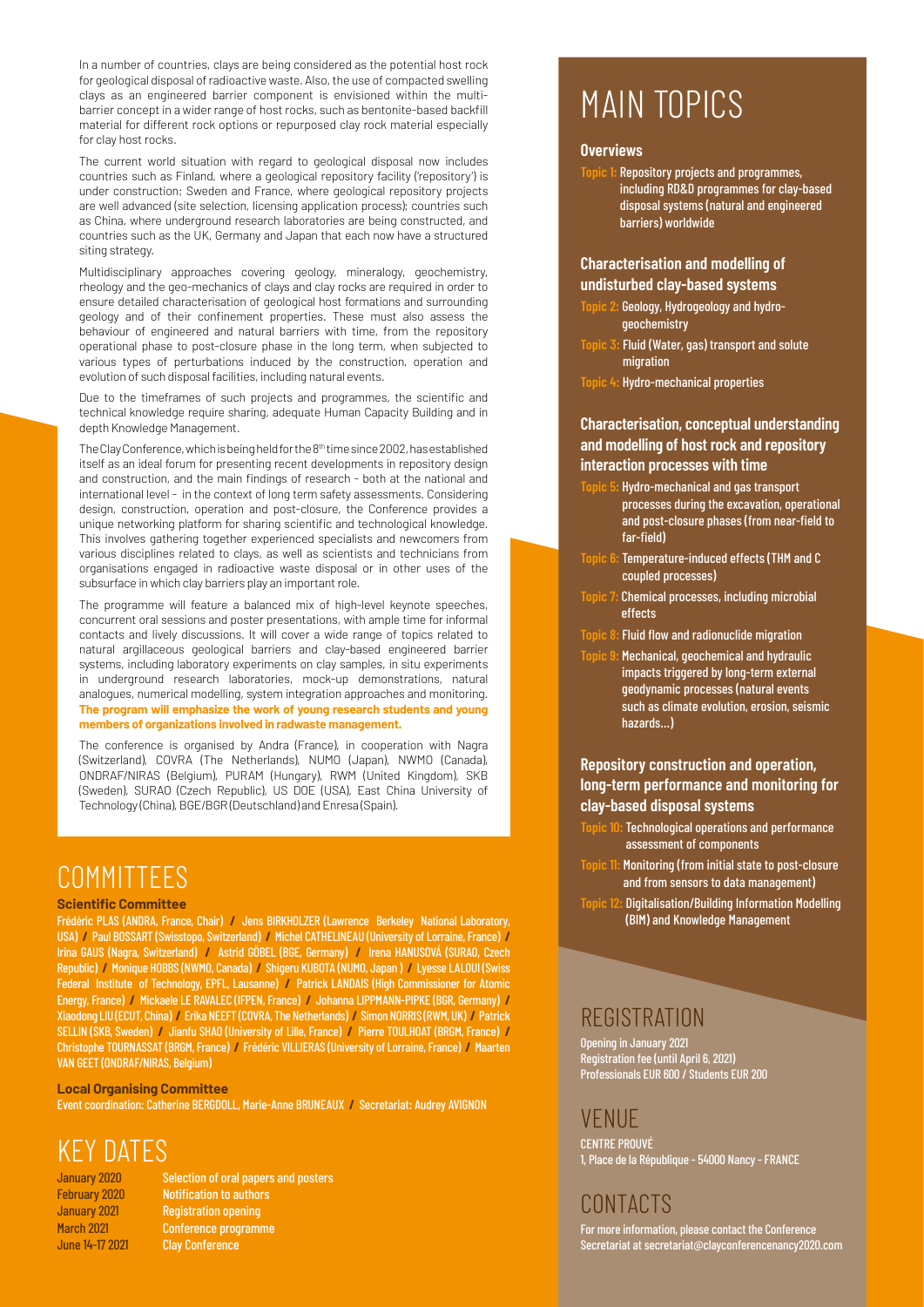In a number of countries, clays are being considered as the potential host rock for geological disposal of radioactive waste. Also, the use of compacted swelling clays as an engineered barrier component is envisioned within the multi-barrier concept in a wider range of host rocks, such as bentonite-based backfill material for different rock options or repurposed clay rock material especially for clay host rocks.

The current world situation with regard to geological disposal now includes countries such as Finland, where a geological repository facility ('repository') is under construction; Sweden and France, where geological repository projects are well advanced (site selection, licensing application process); countries such as China, where underground research laboratories are being constructed, and countries such as the UK, Germany and Japan that each now have a structured siting strategy.

Multidisciplinary approaches covering geology, mineralogy, geochemistry, rheology and the geo-mechanics of clays and clay rocks are required in order to ensure detailed characterisation of geological host formations and surrounding geology and of their confinement properties. These must also assess the behaviour of engineered and natural barriers with time, from the repository operational phase to post-closure phase in the long term, when subjected to various types of perturbations induced by the construction, operation and evolution of such disposal facilities, including natural events.

Due to the timeframes of such projects and programmes, the scientific and technical knowledge require sharing, adequate Human Capacity Building and in depth Knowledge Management.

The Clay Conference, which is being held for the 8th time since 2002, has established itself as an ideal forum for presenting recent developments in repository design and construction, and the main findings of research - both at the national and international level - in the context of long term safety assessments. Considering design, construction, operation and post-closure, the Conference provides a unique networking platform for sharing scientific and technological knowledge. This involves gathering together experienced specialists and newcomers from various disciplines related to clays, as well as scientists and technicians from organisations engaged in radioactive waste disposal or in other uses of the subsurface in which clay barriers play an important role.

The programme will feature a balanced mix of high-level keynote speeches, concurrent oral sessions and poster presentations, with ample time for informal contacts and lively discussions. It will cover a wide range of topics related to natural argillaceous geological barriers and clay-based engineered barrier systems, including laboratory experiments on clay samples, in situ experiments in underground research laboratories, mock-up demonstrations, natural analogues, numerical modelling, system integration approaches and monitoring. **The program will emphasize the work of young research students and young members of organizations involved in radwaste management.**

The conference is organised by Andra (France), in cooperation with Nagra (Switzerland), COVRA (The Netherlands), NUMO (Japan), NWMO (Canada), ONDRAF/NIRAS (Belgium), PURAM (Hungary), RWM (United Kingdom), SKB (Sweden), SURAO (Czech Republic), US DOE (USA), East China University of Technology (China), BGE/BGR (Deutschland) and Enresa (Spain).

# COMMITTEES

**Scientific Committee**

Frédéric PLAS (ANDRA, France, Chair) / Jens BIRKHOLZER (Lawrence Berkeley National Laboratory, USA) / Paul BOSSART (Swisstopo, Switzerland) / Michel CATHELINEAU (University of Lorraine, France) / Irina GAUS (Nagra, Switzerland) / Astrid GÖBEL (BGE, Germany) / Irena HANUSOVÁ (SURAO, Czech Republic) / Monique HOBBS (NWMO, Canada) / Shigeru KUBOTA (NUMO, Japan ) / Lyesse LALOUI (Swiss Federal Institute of Technology, EPFL, Lausanne) / Patrick LANDAIS (High Commissioner for Atomic Energy, France) / Mickaele LE RAVALEC (IFPEN, France) / Johanna LIPPMANN-PIPKE (BGR, Germany) / Xiaodong LIU (ECUT, China) / Erika NEEFT (COVRA, The Netherlands) / Simon NORRIS (RWM, UK) / Patrick SELLIN (SKB, Sweden) / Jianfu SHAO (University of Lille, France) / Pierre TOULHOAT (BRGM, France) / Christophe TOURNASSAT (BRGM, France) / Frédéric VILLIERAS (University of Lorraine, France) / Maarten VAN GEET (ONDRAF/NIRAS, Belgium)

**Local Organising Committee**

Event coordination: Catherine BERGDOLL, Marie-Anne BRUNEAUX / Secretariat: Audrey AVIGNON

# KEY DATES

| | |
|---|---|
| January 2020 | Selection of oral papers and posters |
| February 2020 | Notification to authors |
| January 2021 | Registration opening |
| March 2021 | Conference programme |
| June 14-17 2021 | Clay Conference |

# MAIN TOPICS

### Overviews

**Topic 1:** Repository projects and programmes, including RD&D programmes for clay-based disposal systems (natural and engineered barriers) worldwide

### Characterisation and modelling of undisturbed clay-based systems

**Topic 2:** Geology, Hydrogeology and hydro-geochemistry

**Topic 3:** Fluid (Water, gas) transport and solute migration

**Topic 4:** Hydro-mechanical properties

### Characterisation, conceptual understanding and modelling of host rock and repository interaction processes with time

**Topic 5:** Hydro-mechanical and gas transport processes during the excavation, operational and post-closure phases (from near-field to far-field)

**Topic 6:** Temperature-induced effects (THM and C coupled processes)

**Topic 7:** Chemical processes, including microbial effects

**Topic 8:** Fluid flow and radionuclide migration

**Topic 9:** Mechanical, geochemical and hydraulic impacts triggered by long-term external geodynamic processes (natural events such as climate evolution, erosion, seismic hazards…)

### Repository construction and operation, long-term performance and monitoring for clay-based disposal systems

**Topic 10:** Technological operations and performance assessment of components

**Topic 11:** Monitoring (from initial state to post-closure and from sensors to data management)

**Topic 12:** Digitalisation/Building Information Modelling (BIM) and Knowledge Management

# REGISTRATION

Opening in January 2021
Registration fee (until April 6, 2021)
Professionals EUR 600 / Students EUR 200

# VENUE

CENTRE PROUVÉ
1, Place de la République - 54000 Nancy - FRANCE

# CONTACTS

For more information, please contact the Conference Secretariat at secretariat@clayconferencenancy2020.com